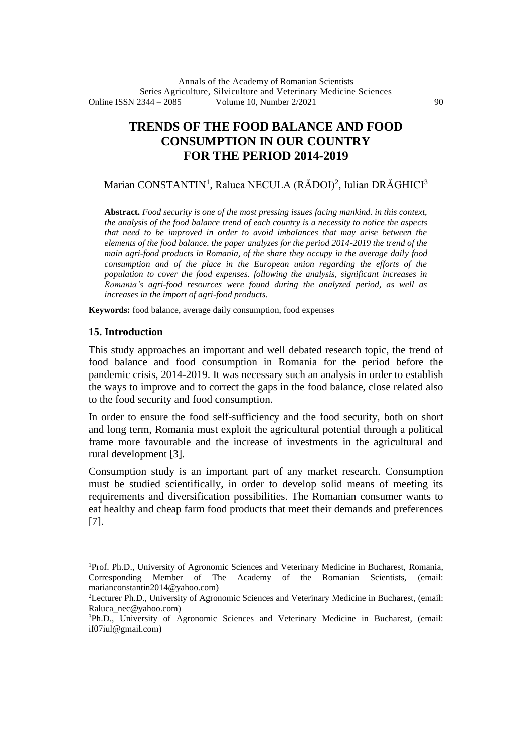# TRENDS OF THE FOOD BALANCE AND FOOD CONSUMPTION IN OUR COUNTRY FOR THE PERIOD 2014-2019

Marian CONSTANTIN[1], Raluca NECULA (RĂDOI)[2], Iulian DRĂGHICI[3]

**Abstract.** *Food security is one of the most pressing issues facing mankind. in this context, the analysis of the food balance trend of each country is a necessity to notice the aspects that need to be improved in order to avoid imbalances that may arise between the elements of the food balance. the paper analyzes for the period 2014-2019 the trend of the main agri-food products in Romania, of the share they occupy in the average daily food consumption and of the place in the European union regarding the efforts of the population to cover the food expenses. following the analysis, significant increases in Romania's agri-food resources were found during the analyzed period, as well as increases in the import of agri-food products.*

**Keywords:** food balance, average daily consumption, food expenses

## 15. Introduction

This study approaches an important and well debated research topic, the trend of food balance and food consumption in Romania for the period before the pandemic crisis, 2014-2019. It was necessary such an analysis in order to establish the ways to improve and to correct the gaps in the food balance, close related also to the food security and food consumption.

In order to ensure the food self-sufficiency and the food security, both on short and long term, Romania must exploit the agricultural potential through a political frame more favourable and the increase of investments in the agricultural and rural development [3].

Consumption study is an important part of any market research. Consumption must be studied scientifically, in order to develop solid means of meeting its requirements and diversification possibilities. The Romanian consumer wants to eat healthy and cheap farm food products that meet their demands and preferences [7].

---

[1]Prof. Ph.D., University of Agronomic Sciences and Veterinary Medicine in Bucharest, Romania, Corresponding Member of The Academy of the Romanian Scientists, (email: marianconstantin2014@yahoo.com)

[2]Lecturer Ph.D., University of Agronomic Sciences and Veterinary Medicine in Bucharest, (email: Raluca_nec@yahoo.com)

[3]Ph.D., University of Agronomic Sciences and Veterinary Medicine in Bucharest, (email: if07iul@gmail.com)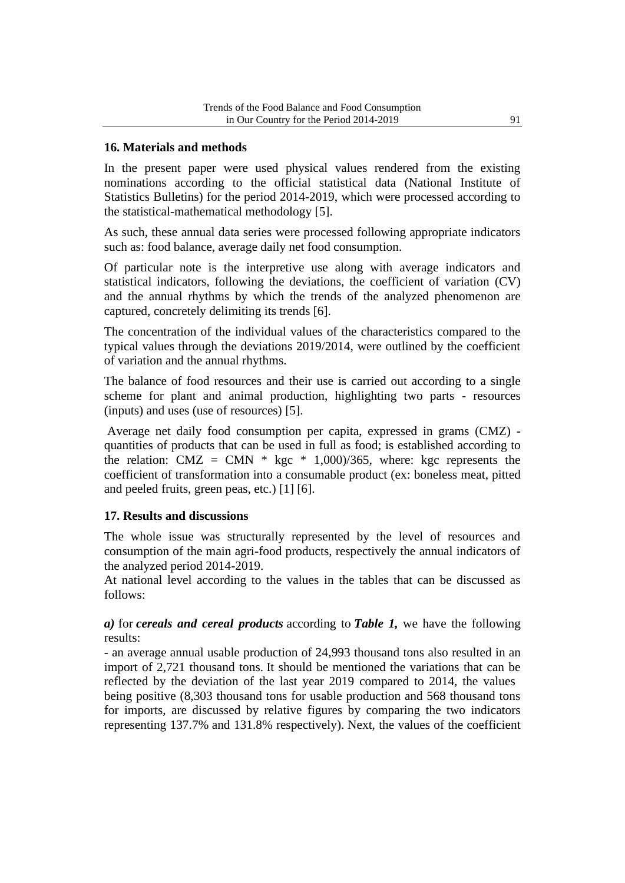## 16. Materials and methods

In the present paper were used physical values rendered from the existing nominations according to the official statistical data (National Institute of Statistics Bulletins) for the period 2014-2019, which were processed according to the statistical-mathematical methodology [5].

As such, these annual data series were processed following appropriate indicators such as: food balance, average daily net food consumption.

Of particular note is the interpretive use along with average indicators and statistical indicators, following the deviations, the coefficient of variation (CV) and the annual rhythms by which the trends of the analyzed phenomenon are captured, concretely delimiting its trends [6].

The concentration of the individual values of the characteristics compared to the typical values through the deviations 2019/2014, were outlined by the coefficient of variation and the annual rhythms.

The balance of food resources and their use is carried out according to a single scheme for plant and animal production, highlighting two parts - resources (inputs) and uses (use of resources) [5].

Average net daily food consumption per capita, expressed in grams (CMZ) - quantities of products that can be used in full as food; is established according to the relation: $CMZ = CMN * kgc * 1{,}000)/365$, where: kgc represents the coefficient of transformation into a consumable product (ex: boneless meat, pitted and peeled fruits, green peas, etc.) [1] [6].

## 17. Results and discussions

The whole issue was structurally represented by the level of resources and consumption of the main agri-food products, respectively the annual indicators of the analyzed period 2014-2019.

At national level according to the values in the tables that can be discussed as follows:

***a)*** for ***cereals and cereal products*** according to ***Table 1,*** we have the following results:

- an average annual usable production of 24,993 thousand tons also resulted in an import of 2,721 thousand tons. It should be mentioned the variations that can be reflected by the deviation of the last year 2019 compared to 2014, the values being positive (8,303 thousand tons for usable production and 568 thousand tons for imports, are discussed by relative figures by comparing the two indicators representing 137.7% and 131.8% respectively). Next, the values of the coefficient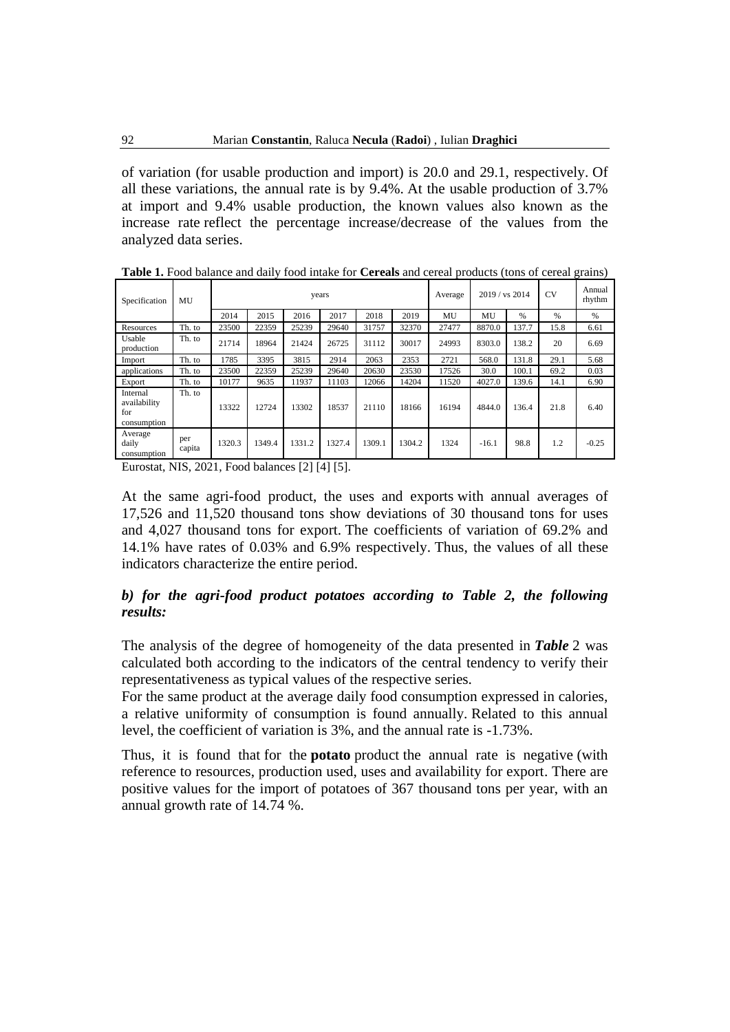of variation (for usable production and import) is 20.0 and 29.1, respectively. Of all these variations, the annual rate is by 9.4%. At the usable production of 3.7% at import and 9.4% usable production, the known values also known as the increase rate reflect the percentage increase/decrease of the values from the analyzed data series.

**Table 1.** Food balance and daily food intake for **Cereals** and cereal products (tons of cereal grains)

| Specification | MU | years | | | | | | Average | 2019 / vs 2014 | | CV | Annual rhythm |
|---|---|---|---|---|---|---|---|---|---|---|---|---|
| | | 2014 | 2015 | 2016 | 2017 | 2018 | 2019 | MU | MU | % | % | % |
| Resources | Th. to | 23500 | 22359 | 25239 | 29640 | 31757 | 32370 | 27477 | 8870.0 | 137.7 | 15.8 | 6.61 |
| Usable production | Th. to | 21714 | 18964 | 21424 | 26725 | 31112 | 30017 | 24993 | 8303.0 | 138.2 | 20 | 6.69 |
| Import | Th. to | 1785 | 3395 | 3815 | 2914 | 2063 | 2353 | 2721 | 568.0 | 131.8 | 29.1 | 5.68 |
| applications | Th. to | 23500 | 22359 | 25239 | 29640 | 20630 | 23530 | 17526 | 30.0 | 100.1 | 69.2 | 0.03 |
| Export | Th. to | 10177 | 9635 | 11937 | 11103 | 12066 | 14204 | 11520 | 4027.0 | 139.6 | 14.1 | 6.90 |
| Internal availability for consumption | Th. to | 13322 | 12724 | 13302 | 18537 | 21110 | 18166 | 16194 | 4844.0 | 136.4 | 21.8 | 6.40 |
| Average daily consumption | per capita | 1320.3 | 1349.4 | 1331.2 | 1327.4 | 1309.1 | 1304.2 | 1324 | -16.1 | 98.8 | 1.2 | -0.25 |

Eurostat, NIS, 2021, Food balances [2] [4] [5].

At the same agri-food product, the uses and exports with annual averages of 17,526 and 11,520 thousand tons show deviations of 30 thousand tons for uses and 4,027 thousand tons for export. The coefficients of variation of 69.2% and 14.1% have rates of 0.03% and 6.9% respectively. Thus, the values of all these indicators characterize the entire period.

***b) for the agri-food product potatoes according to Table 2, the following results:***

The analysis of the degree of homogeneity of the data presented in ***Table*** 2 was calculated both according to the indicators of the central tendency to verify their representativeness as typical values of the respective series.
For the same product at the average daily food consumption expressed in calories, a relative uniformity of consumption is found annually. Related to this annual level, the coefficient of variation is 3%, and the annual rate is -1.73%.

Thus, it is found that for the **potato** product the annual rate is negative (with reference to resources, production used, uses and availability for export. There are positive values for the import of potatoes of 367 thousand tons per year, with an annual growth rate of 14.74 %.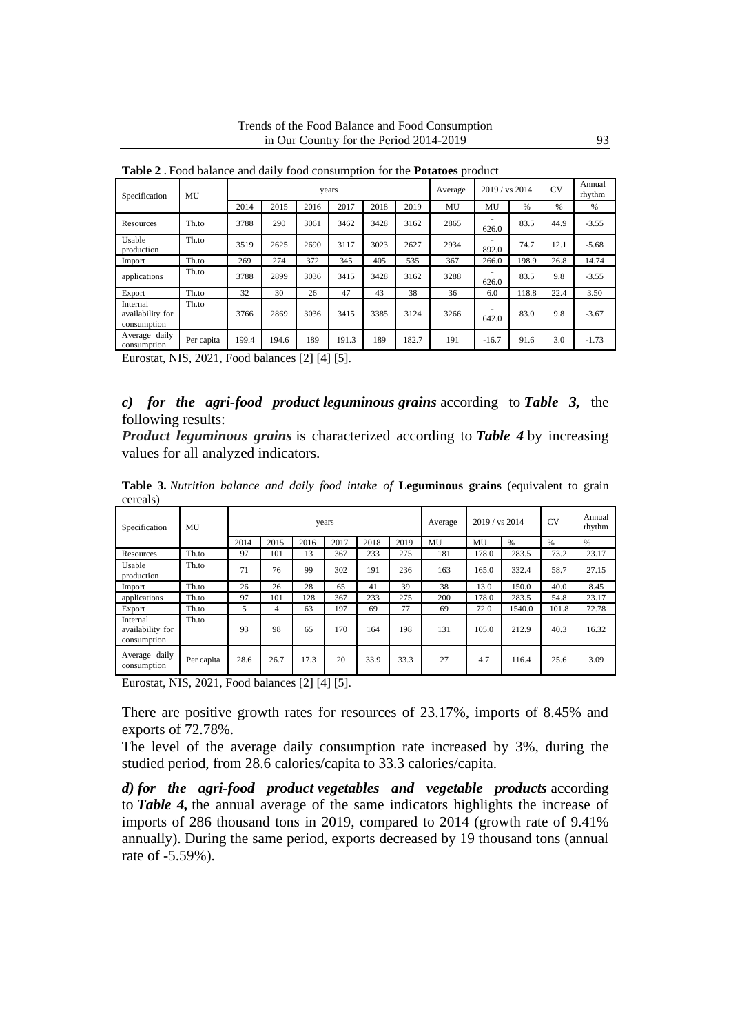**Table 2** . Food balance and daily food consumption for the **Potatoes** product

| Specification | MU | years | | | | | | Average | 2019 / vs 2014 | | CV | Annual rhythm |
|---|---|---|---|---|---|---|---|---|---|---|---|---|
| | | 2014 | 2015 | 2016 | 2017 | 2018 | 2019 | MU | MU | % | % | % |
| Resources | Th.to | 3788 | 290 | 3061 | 3462 | 3428 | 3162 | 2865 | -626.0 | 83.5 | 44.9 | -3.55 |
| Usable production | Th.to | 3519 | 2625 | 2690 | 3117 | 3023 | 2627 | 2934 | -892.0 | 74.7 | 12.1 | -5.68 |
| Import | Th.to | 269 | 274 | 372 | 345 | 405 | 535 | 367 | 266.0 | 198.9 | 26.8 | 14.74 |
| applications | Th.to | 3788 | 2899 | 3036 | 3415 | 3428 | 3162 | 3288 | -626.0 | 83.5 | 9.8 | -3.55 |
| Export | Th.to | 32 | 30 | 26 | 47 | 43 | 38 | 36 | 6.0 | 118.8 | 22.4 | 3.50 |
| Internal availability for consumption | Th.to | 3766 | 2869 | 3036 | 3415 | 3385 | 3124 | 3266 | -642.0 | 83.0 | 9.8 | -3.67 |
| Average daily consumption | Per capita | 199.4 | 194.6 | 189 | 191.3 | 189 | 182.7 | 191 | -16.7 | 91.6 | 3.0 | -1.73 |

Eurostat, NIS, 2021, Food balances [2] [4] [5].

***c) for the agri-food product leguminous grains*** according to ***Table 3,*** the following results:

***Product leguminous grains*** is characterized according to ***Table 4*** by increasing values for all analyzed indicators.

**Table 3.** *Nutrition balance and daily food intake of* **Leguminous grains** (equivalent to grain cereals)

| Specification | MU | years | | | | | | Average | 2019 / vs 2014 | | CV | Annual rhythm |
|---|---|---|---|---|---|---|---|---|---|---|---|---|
| | | 2014 | 2015 | 2016 | 2017 | 2018 | 2019 | MU | MU | % | % | % |
| Resources | Th.to | 97 | 101 | 13 | 367 | 233 | 275 | 181 | 178.0 | 283.5 | 73.2 | 23.17 |
| Usable production | Th.to | 71 | 76 | 99 | 302 | 191 | 236 | 163 | 165.0 | 332.4 | 58.7 | 27.15 |
| Import | Th.to | 26 | 26 | 28 | 65 | 41 | 39 | 38 | 13.0 | 150.0 | 40.0 | 8.45 |
| applications | Th.to | 97 | 101 | 128 | 367 | 233 | 275 | 200 | 178.0 | 283.5 | 54.8 | 23.17 |
| Export | Th.to | 5 | 4 | 63 | 197 | 69 | 77 | 69 | 72.0 | 1540.0 | 101.8 | 72.78 |
| Internal availability for consumption | Th.to | 93 | 98 | 65 | 170 | 164 | 198 | 131 | 105.0 | 212.9 | 40.3 | 16.32 |
| Average daily consumption | Per capita | 28.6 | 26.7 | 17.3 | 20 | 33.9 | 33.3 | 27 | 4.7 | 116.4 | 25.6 | 3.09 |

Eurostat, NIS, 2021, Food balances [2] [4] [5].

There are positive growth rates for resources of 23.17%, imports of 8.45% and exports of 72.78%.

The level of the average daily consumption rate increased by 3%, during the studied period, from 28.6 calories/capita to 33.3 calories/capita.

***d) for the agri-food product vegetables and vegetable products*** according to ***Table 4,*** the annual average of the same indicators highlights the increase of imports of 286 thousand tons in 2019, compared to 2014 (growth rate of 9.41% annually). During the same period, exports decreased by 19 thousand tons (annual rate of -5.59%).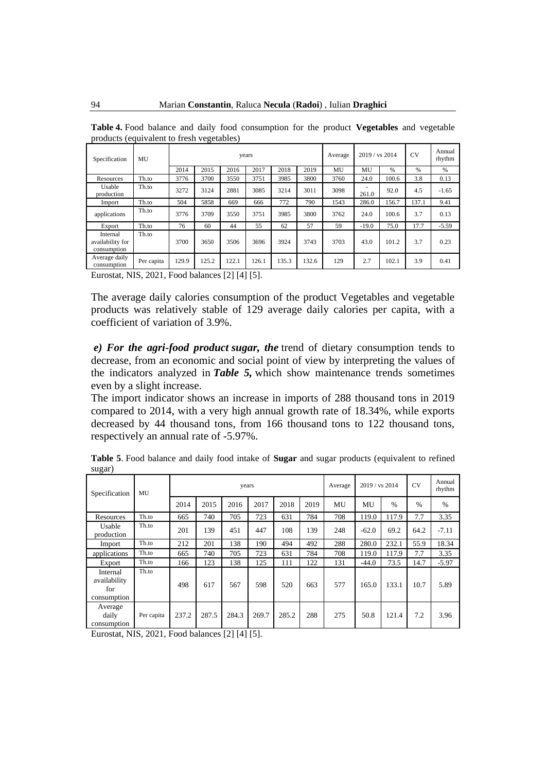**Table 4.** Food balance and daily food consumption for the product **Vegetables** and vegetable products (equivalent to fresh vegetables)

| Specification | MU | years | | | | | | Average | 2019 / vs 2014 | | CV | Annual rhythm |
|---|---|---|---|---|---|---|---|---|---|---|---|---|
| | | 2014 | 2015 | 2016 | 2017 | 2018 | 2019 | MU | MU | % | % | % |
| Resources | Th.to | 3776 | 3700 | 3550 | 3751 | 3985 | 3800 | 3760 | 24.0 | 100.6 | 3.8 | 0.13 |
| Usable production | Th.to | 3272 | 3124 | 2881 | 3085 | 3214 | 3011 | 3098 | -261.0 | 92.0 | 4.5 | -1.65 |
| Import | Th.to | 504 | 5858 | 669 | 666 | 772 | 790 | 1543 | 286.0 | 156.7 | 137.1 | 9.41 |
| applications | Th.to | 3776 | 3709 | 3550 | 3751 | 3985 | 3800 | 3762 | 24.0 | 100.6 | 3.7 | 0.13 |
| Export | Th.to | 76 | 60 | 44 | 55 | 62 | 57 | 59 | -19.0 | 75.0 | 17.7 | -5.59 |
| Internal availability for consumption | Th.to | 3700 | 3650 | 3506 | 3696 | 3924 | 3743 | 3703 | 43.0 | 101.2 | 3.7 | 0.23 |
| Average daily consumption | Per capita | 129.9 | 125.2 | 122.1 | 126.1 | 135.3 | 132.6 | 129 | 2.7 | 102.1 | 3.9 | 0.41 |

Eurostat, NIS, 2021, Food balances [2] [4] [5].

The average daily calories consumption of the product Vegetables and vegetable products was relatively stable of 129 average daily calories per capita, with a coefficient of variation of 3.9%.

***e) For the agri-food product sugar, the*** trend of dietary consumption tends to decrease, from an economic and social point of view by interpreting the values of the indicators analyzed in ***Table 5,*** which show maintenance trends sometimes even by a slight increase.

The import indicator shows an increase in imports of 288 thousand tons in 2019 compared to 2014, with a very high annual growth rate of 18.34%, while exports decreased by 44 thousand tons, from 166 thousand tons to 122 thousand tons, respectively an annual rate of -5.97%.

**Table 5**. Food balance and daily food intake of **Sugar** and sugar products (equivalent to refined sugar)

| Specification | MU | years | | | | | | Average | 2019 / vs 2014 | | CV | Annual rhythm |
|---|---|---|---|---|---|---|---|---|---|---|---|---|
| | | 2014 | 2015 | 2016 | 2017 | 2018 | 2019 | MU | MU | % | % | % |
| Resources | Th.to | 665 | 740 | 705 | 723 | 631 | 784 | 708 | 119.0 | 117.9 | 7.7 | 3.35 |
| Usable production | Th.to | 201 | 139 | 451 | 447 | 108 | 139 | 248 | -62.0 | 69.2 | 64.2 | -7.11 |
| Import | Th.to | 212 | 201 | 138 | 190 | 494 | 492 | 288 | 280.0 | 232.1 | 55.9 | 18.34 |
| applications | Th.to | 665 | 740 | 705 | 723 | 631 | 784 | 708 | 119.0 | 117.9 | 7.7 | 3.35 |
| Export | Th.to | 166 | 123 | 138 | 125 | 111 | 122 | 131 | -44.0 | 73.5 | 14.7 | -5.97 |
| Internal availability for consumption | Th.to | 498 | 617 | 567 | 598 | 520 | 663 | 577 | 165.0 | 133.1 | 10.7 | 5.89 |
| Average daily consumption | Per capita | 237.2 | 287.5 | 284.3 | 269.7 | 285.2 | 288 | 275 | 50.8 | 121.4 | 7.2 | 3.96 |

Eurostat, NIS, 2021, Food balances [2] [4] [5].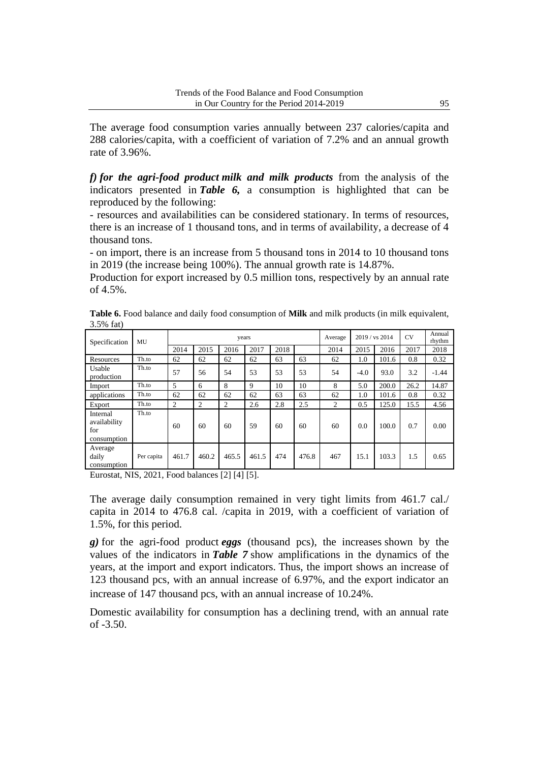The average food consumption varies annually between 237 calories/capita and 288 calories/capita, with a coefficient of variation of 7.2% and an annual growth rate of 3.96%.

***f) for the agri-food product milk and milk products*** from the analysis of the indicators presented in ***Table 6,*** a consumption is highlighted that can be reproduced by the following:

- resources and availabilities can be considered stationary. In terms of resources, there is an increase of 1 thousand tons, and in terms of availability, a decrease of 4 thousand tons.
- on import, there is an increase from 5 thousand tons in 2014 to 10 thousand tons in 2019 (the increase being 100%). The annual growth rate is 14.87%.

Production for export increased by 0.5 million tons, respectively by an annual rate of 4.5%.

**Table 6.** Food balance and daily food consumption of **Milk** and milk products (in milk equivalent, 3.5% fat)

| Specification | MU | years | | | | | | Average | 2019 / vs 2014 | | CV | Annual rhythm |
|---|---|---|---|---|---|---|---|---|---|---|---|---|
| | | 2014 | 2015 | 2016 | 2017 | 2018 | | 2014 | 2015 | 2016 | 2017 | 2018 |
| Resources | Th.to | 62 | 62 | 62 | 62 | 63 | 63 | 62 | 1.0 | 101.6 | 0.8 | 0.32 |
| Usable production | Th.to | 57 | 56 | 54 | 53 | 53 | 53 | 54 | -4.0 | 93.0 | 3.2 | -1.44 |
| Import | Th.to | 5 | 6 | 8 | 9 | 10 | 10 | 8 | 5.0 | 200.0 | 26.2 | 14.87 |
| applications | Th.to | 62 | 62 | 62 | 62 | 63 | 63 | 62 | 1.0 | 101.6 | 0.8 | 0.32 |
| Export | Th.to | 2 | 2 | 2 | 2.6 | 2.8 | 2.5 | 2 | 0.5 | 125.0 | 15.5 | 4.56 |
| Internal availability for consumption | Th.to | 60 | 60 | 60 | 59 | 60 | 60 | 60 | 0.0 | 100.0 | 0.7 | 0.00 |
| Average daily consumption | Per capita | 461.7 | 460.2 | 465.5 | 461.5 | 474 | 476.8 | 467 | 15.1 | 103.3 | 1.5 | 0.65 |

Eurostat, NIS, 2021, Food balances [2] [4] [5].

The average daily consumption remained in very tight limits from 461.7 cal./ capita in 2014 to 476.8 cal. /capita in 2019, with a coefficient of variation of 1.5%, for this period.

***g)*** for the agri-food product ***eggs*** (thousand pcs), the increases shown by the values of the indicators in ***Table 7*** show amplifications in the dynamics of the years, at the import and export indicators. Thus, the import shows an increase of 123 thousand pcs, with an annual increase of 6.97%, and the export indicator an increase of 147 thousand pcs, with an annual increase of 10.24%.

Domestic availability for consumption has a declining trend, with an annual rate of -3.50.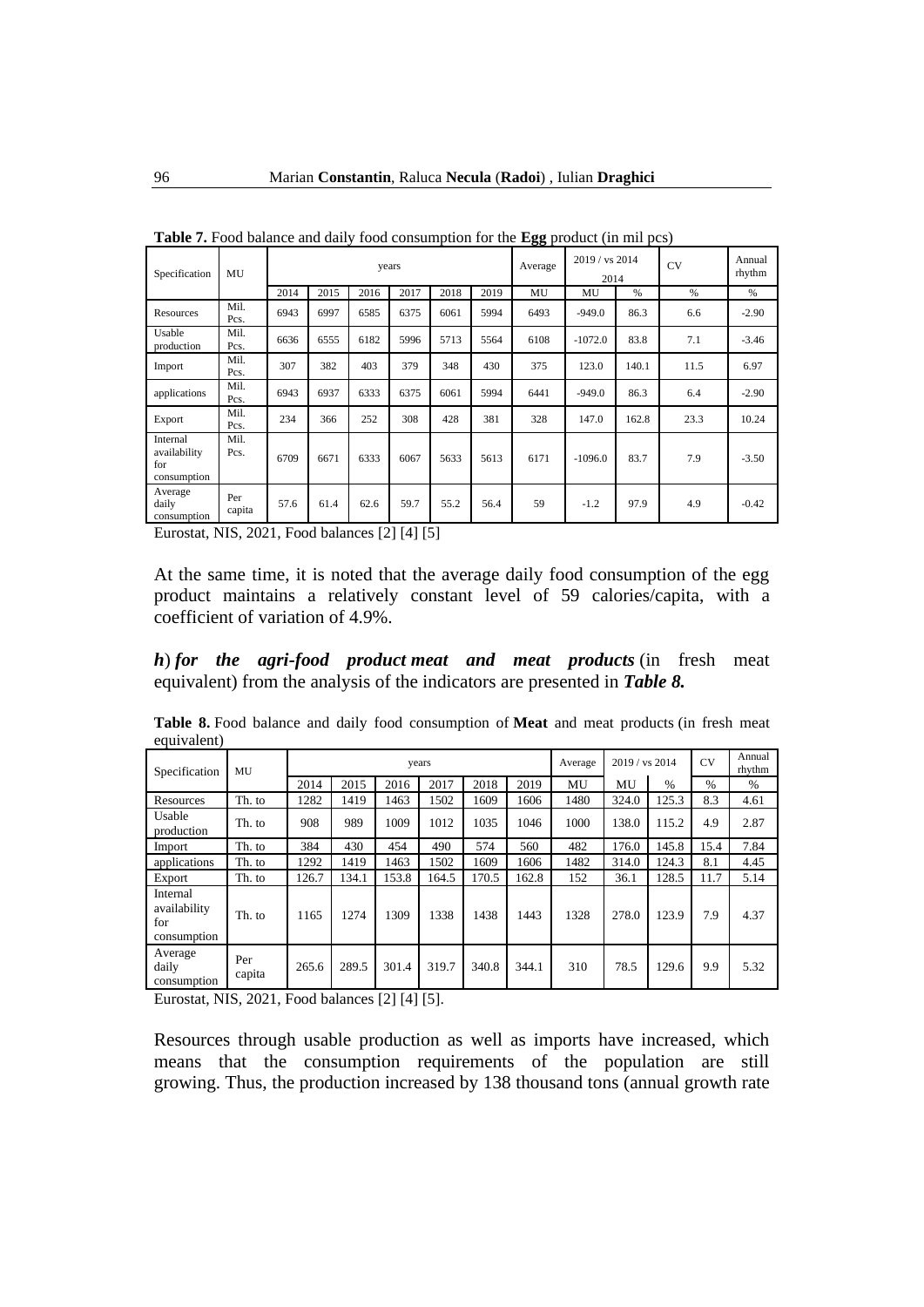**Table 7.** Food balance and daily food consumption for the **Egg** product (in mil pcs)

| Specification | MU | years | | | | | | Average | 2019 / vs 2014 | | CV | Annual rhythm |
|---|---|---|---|---|---|---|---|---|---|---|---|---|
| | | 2014 | 2015 | 2016 | 2017 | 2018 | 2019 | MU | MU | % | % | % |
| Resources | Mil. Pcs. | 6943 | 6997 | 6585 | 6375 | 6061 | 5994 | 6493 | -949.0 | 86.3 | 6.6 | -2.90 |
| Usable production | Mil. Pcs. | 6636 | 6555 | 6182 | 5996 | 5713 | 5564 | 6108 | -1072.0 | 83.8 | 7.1 | -3.46 |
| Import | Mil. Pcs. | 307 | 382 | 403 | 379 | 348 | 430 | 375 | 123.0 | 140.1 | 11.5 | 6.97 |
| applications | Mil. Pcs. | 6943 | 6937 | 6333 | 6375 | 6061 | 5994 | 6441 | -949.0 | 86.3 | 6.4 | -2.90 |
| Export | Mil. Pcs. | 234 | 366 | 252 | 308 | 428 | 381 | 328 | 147.0 | 162.8 | 23.3 | 10.24 |
| Internal availability for consumption | Mil. Pcs. | 6709 | 6671 | 6333 | 6067 | 5633 | 5613 | 6171 | -1096.0 | 83.7 | 7.9 | -3.50 |
| Average daily consumption | Per capita | 57.6 | 61.4 | 62.6 | 59.7 | 55.2 | 56.4 | 59 | -1.2 | 97.9 | 4.9 | -0.42 |

Eurostat, NIS, 2021, Food balances [2] [4] [5]

At the same time, it is noted that the average daily food consumption of the egg product maintains a relatively constant level of 59 calories/capita, with a coefficient of variation of 4.9%.

***h***) ***for the agri-food product meat and meat products*** (in fresh meat equivalent) from the analysis of the indicators are presented in ***Table 8.***

**Table 8.** Food balance and daily food consumption of **Meat** and meat products (in fresh meat equivalent)

| Specification | MU | years | | | | | | Average | 2019 / vs 2014 | | CV | Annual rhythm |
|---|---|---|---|---|---|---|---|---|---|---|---|---|
| | | 2014 | 2015 | 2016 | 2017 | 2018 | 2019 | MU | MU | % | % | % |
| Resources | Th. to | 1282 | 1419 | 1463 | 1502 | 1609 | 1606 | 1480 | 324.0 | 125.3 | 8.3 | 4.61 |
| Usable production | Th. to | 908 | 989 | 1009 | 1012 | 1035 | 1046 | 1000 | 138.0 | 115.2 | 4.9 | 2.87 |
| Import | Th. to | 384 | 430 | 454 | 490 | 574 | 560 | 482 | 176.0 | 145.8 | 15.4 | 7.84 |
| applications | Th. to | 1292 | 1419 | 1463 | 1502 | 1609 | 1606 | 1482 | 314.0 | 124.3 | 8.1 | 4.45 |
| Export | Th. to | 126.7 | 134.1 | 153.8 | 164.5 | 170.5 | 162.8 | 152 | 36.1 | 128.5 | 11.7 | 5.14 |
| Internal availability for consumption | Th. to | 1165 | 1274 | 1309 | 1338 | 1438 | 1443 | 1328 | 278.0 | 123.9 | 7.9 | 4.37 |
| Average daily consumption | Per capita | 265.6 | 289.5 | 301.4 | 319.7 | 340.8 | 344.1 | 310 | 78.5 | 129.6 | 9.9 | 5.32 |

Eurostat, NIS, 2021, Food balances [2] [4] [5].

Resources through usable production as well as imports have increased, which means that the consumption requirements of the population are still growing. Thus, the production increased by 138 thousand tons (annual growth rate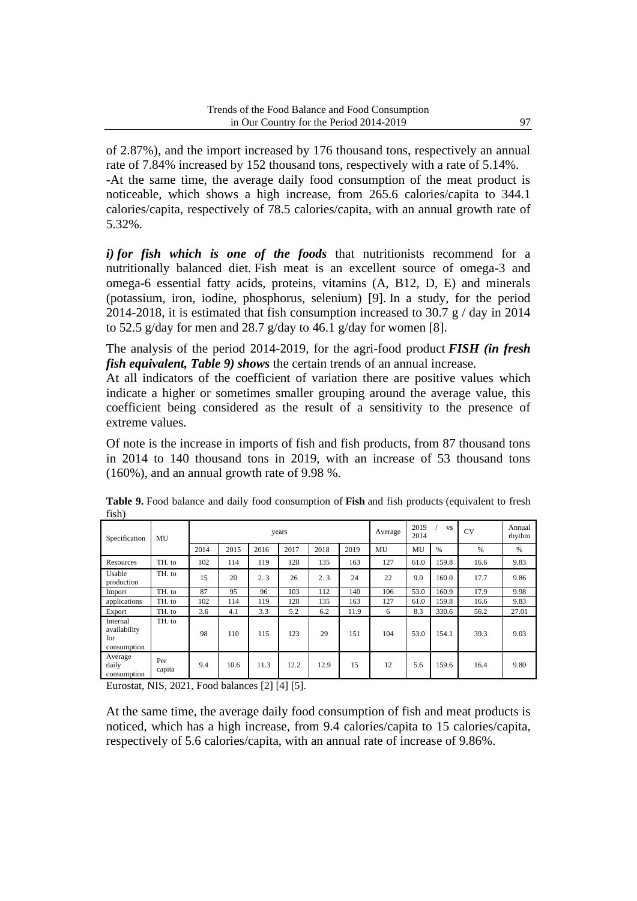of 2.87%), and the import increased by 176 thousand tons, respectively an annual rate of 7.84% increased by 152 thousand tons, respectively with a rate of 5.14%.

-At the same time, the average daily food consumption of the meat product is noticeable, which shows a high increase, from 265.6 calories/capita to 344.1 calories/capita, respectively of 78.5 calories/capita, with an annual growth rate of 5.32%.

***i) for fish which is one of the foods*** that nutritionists recommend for a nutritionally balanced diet. Fish meat is an excellent source of omega-3 and omega-6 essential fatty acids, proteins, vitamins (A, B12, D, E) and minerals (potassium, iron, iodine, phosphorus, selenium) [9]. In a study, for the period 2014-2018, it is estimated that fish consumption increased to 30.7 g / day in 2014 to 52.5 g/day for men and 28.7 g/day to 46.1 g/day for women [8].

The analysis of the period 2014-2019, for the agri-food product ***FISH (in fresh fish equivalent, Table 9) shows*** the certain trends of an annual increase.

At all indicators of the coefficient of variation there are positive values which indicate a higher or sometimes smaller grouping around the average value, this coefficient being considered as the result of a sensitivity to the presence of extreme values.

Of note is the increase in imports of fish and fish products, from 87 thousand tons in 2014 to 140 thousand tons in 2019, with an increase of 53 thousand tons (160%), and an annual growth rate of 9.98 %.

**Table 9.** Food balance and daily food consumption of **Fish** and fish products (equivalent to fresh fish)

| Specification | MU | years | | | | | | Average | 2019 / vs 2014 | | CV | Annual rhythm |
|---|---|---|---|---|---|---|---|---|---|---|---|---|
| | | 2014 | 2015 | 2016 | 2017 | 2018 | 2019 | MU | MU | % | % | % |
| Resources | TH. to | 102 | 114 | 119 | 128 | 135 | 163 | 127 | 61.0 | 159.8 | 16.6 | 9.83 |
| Usable production | TH. to | 15 | 20 | 2. 3 | 26 | 2. 3 | 24 | 22 | 9.0 | 160.0 | 17.7 | 9.86 |
| Import | TH. to | 87 | 95 | 96 | 103 | 112 | 140 | 106 | 53.0 | 160.9 | 17.9 | 9.98 |
| applications | TH. to | 102 | 114 | 119 | 128 | 135 | 163 | 127 | 61.0 | 159.8 | 16.6 | 9.83 |
| Export | TH. to | 3.6 | 4.1 | 3.3 | 5.2 | 6.2 | 11.9 | 6 | 8.3 | 330.6 | 56.2 | 27.01 |
| Internal availability for consumption | TH. to | 98 | 110 | 115 | 123 | 29 | 151 | 104 | 53.0 | 154.1 | 39.3 | 9.03 |
| Average daily consumption | Per capita | 9.4 | 10.6 | 11.3 | 12.2 | 12.9 | 15 | 12 | 5.6 | 159.6 | 16.4 | 9.80 |

Eurostat, NIS, 2021, Food balances [2] [4] [5].

At the same time, the average daily food consumption of fish and meat products is noticed, which has a high increase, from 9.4 calories/capita to 15 calories/capita, respectively of 5.6 calories/capita, with an annual rate of increase of 9.86%.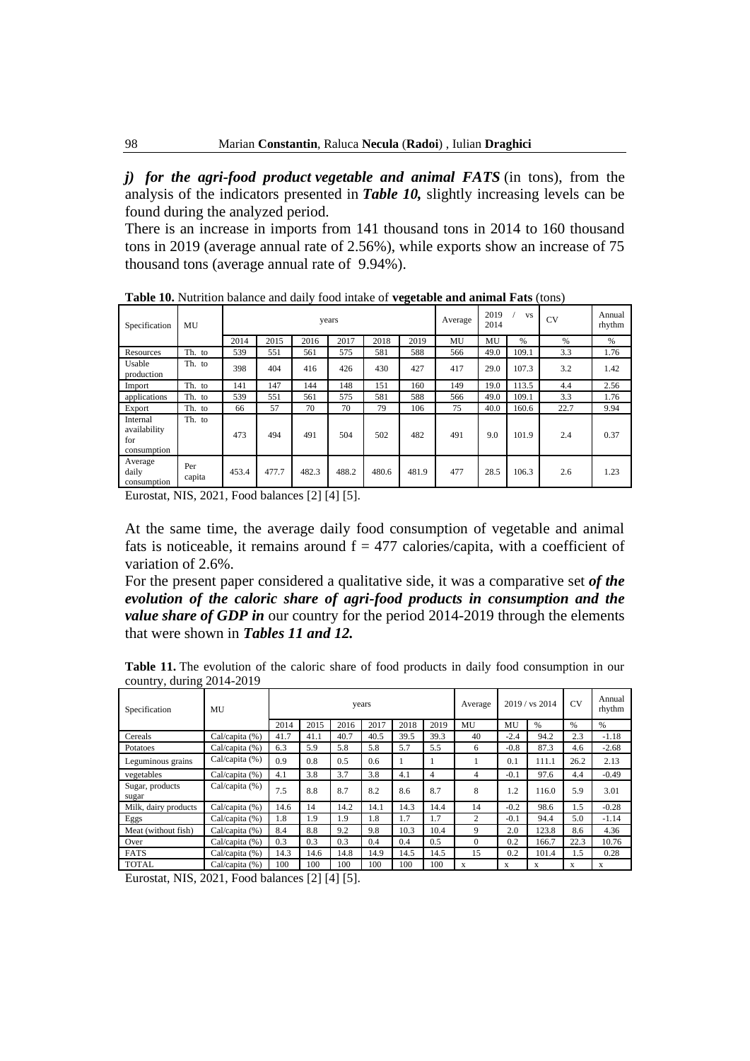***j) for the agri-food product vegetable and animal FATS*** (in tons), from the analysis of the indicators presented in ***Table 10,*** slightly increasing levels can be found during the analyzed period.

There is an increase in imports from 141 thousand tons in 2014 to 160 thousand tons in 2019 (average annual rate of 2.56%), while exports show an increase of 75 thousand tons (average annual rate of 9.94%).

**Table 10.** Nutrition balance and daily food intake of **vegetable and animal Fats** (tons)

| Specification | MU | years | | | | | | Average | 2019 / vs 2014 | | CV | Annual rhythm |
|---|---|---|---|---|---|---|---|---|---|---|---|---|
| | | 2014 | 2015 | 2016 | 2017 | 2018 | 2019 | MU | MU | % | % | % |
| Resources | Th. to | 539 | 551 | 561 | 575 | 581 | 588 | 566 | 49.0 | 109.1 | 3.3 | 1.76 |
| Usable production | Th. to | 398 | 404 | 416 | 426 | 430 | 427 | 417 | 29.0 | 107.3 | 3.2 | 1.42 |
| Import | Th. to | 141 | 147 | 144 | 148 | 151 | 160 | 149 | 19.0 | 113.5 | 4.4 | 2.56 |
| applications | Th. to | 539 | 551 | 561 | 575 | 581 | 588 | 566 | 49.0 | 109.1 | 3.3 | 1.76 |
| Export | Th. to | 66 | 57 | 70 | 70 | 79 | 106 | 75 | 40.0 | 160.6 | 22.7 | 9.94 |
| Internal availability for consumption | Th. to | 473 | 494 | 491 | 504 | 502 | 482 | 491 | 9.0 | 101.9 | 2.4 | 0.37 |
| Average daily consumption | Per capita | 453.4 | 477.7 | 482.3 | 488.2 | 480.6 | 481.9 | 477 | 28.5 | 106.3 | 2.6 | 1.23 |

Eurostat, NIS, 2021, Food balances [2] [4] [5].

At the same time, the average daily food consumption of vegetable and animal fats is noticeable, it remains around f = 477 calories/capita, with a coefficient of variation of 2.6%.

For the present paper considered a qualitative side, it was a comparative set ***of the evolution of the caloric share of agri-food products in consumption and the value share of GDP in*** our country for the period 2014-2019 through the elements that were shown in ***Tables 11 and 12.***

**Table 11.** The evolution of the caloric share of food products in daily food consumption in our country, during 2014-2019

| Specification | MU | years | | | | | | Average | 2019 / vs 2014 | | CV | Annual rhythm |
|---|---|---|---|---|---|---|---|---|---|---|---|---|
| | | 2014 | 2015 | 2016 | 2017 | 2018 | 2019 | MU | MU | % | % | % |
| Cereals | Cal/capita (%) | 41.7 | 41.1 | 40.7 | 40.5 | 39.5 | 39.3 | 40 | -2.4 | 94.2 | 2.3 | -1.18 |
| Potatoes | Cal/capita (%) | 6.3 | 5.9 | 5.8 | 5.8 | 5.7 | 5.5 | 6 | -0.8 | 87.3 | 4.6 | -2.68 |
| Leguminous grains | Cal/capita (%) | 0.9 | 0.8 | 0.5 | 0.6 | 1 | 1 | 1 | 0.1 | 111.1 | 26.2 | 2.13 |
| vegetables | Cal/capita (%) | 4.1 | 3.8 | 3.7 | 3.8 | 4.1 | 4 | 4 | -0.1 | 97.6 | 4.4 | -0.49 |
| Sugar, products sugar | Cal/capita (%) | 7.5 | 8.8 | 8.7 | 8.2 | 8.6 | 8.7 | 8 | 1.2 | 116.0 | 5.9 | 3.01 |
| Milk, dairy products | Cal/capita (%) | 14.6 | 14 | 14.2 | 14.1 | 14.3 | 14.4 | 14 | -0.2 | 98.6 | 1.5 | -0.28 |
| Eggs | Cal/capita (%) | 1.8 | 1.9 | 1.9 | 1.8 | 1.7 | 1.7 | 2 | -0.1 | 94.4 | 5.0 | -1.14 |
| Meat (without fish) | Cal/capita (%) | 8.4 | 8.8 | 9.2 | 9.8 | 10.3 | 10.4 | 9 | 2.0 | 123.8 | 8.6 | 4.36 |
| Over | Cal/capita (%) | 0.3 | 0.3 | 0.3 | 0.4 | 0.4 | 0.5 | 0 | 0.2 | 166.7 | 22.3 | 10.76 |
| FATS | Cal/capita (%) | 14.3 | 14.6 | 14.8 | 14.9 | 14.5 | 14.5 | 15 | 0.2 | 101.4 | 1.5 | 0.28 |
| TOTAL | Cal/capita (%) | 100 | 100 | 100 | 100 | 100 | 100 | x | x | x | x | x |

Eurostat, NIS, 2021, Food balances [2] [4] [5].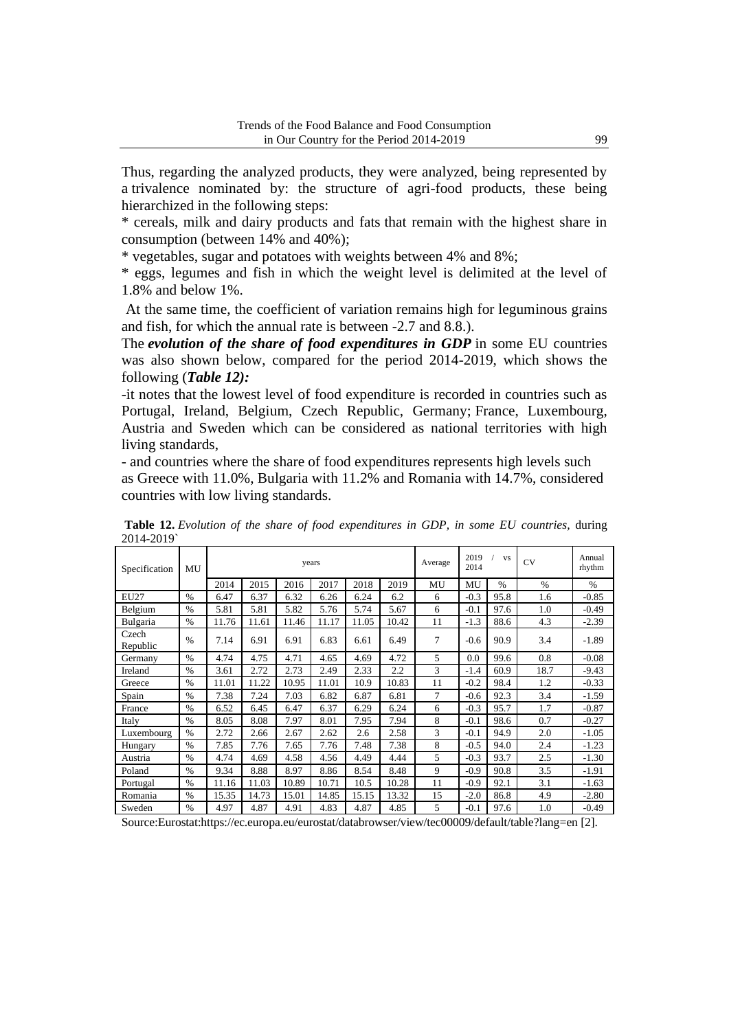Thus, regarding the analyzed products, they were analyzed, being represented by a trivalence nominated by: the structure of agri-food products, these being hierarchized in the following steps:

* cereals, milk and dairy products and fats that remain with the highest share in consumption (between 14% and 40%);

* vegetables, sugar and potatoes with weights between 4% and 8%;

* eggs, legumes and fish in which the weight level is delimited at the level of 1.8% and below 1%.

At the same time, the coefficient of variation remains high for leguminous grains and fish, for which the annual rate is between -2.7 and 8.8.).

The ***evolution of the share of food expenditures in GDP*** in some EU countries was also shown below, compared for the period 2014-2019, which shows the following (***Table 12):***

-it notes that the lowest level of food expenditure is recorded in countries such as Portugal, Ireland, Belgium, Czech Republic, Germany; France, Luxembourg, Austria and Sweden which can be considered as national territories with high living standards,

- and countries where the share of food expenditures represents high levels such as Greece with 11.0%, Bulgaria with 11.2% and Romania with 14.7%, considered countries with low living standards.

**Table 12.** *Evolution of the share of food expenditures in GDP, in some EU countries*, during 2014-2019`

| Specification | MU | years | | | | | | Average | 2019 / vs 2014 | | CV | Annual rhythm |
|---|---|---|---|---|---|---|---|---|---|---|---|---|
| | | 2014 | 2015 | 2016 | 2017 | 2018 | 2019 | MU | MU | % | % | % |
| EU27 | % | 6.47 | 6.37 | 6.32 | 6.26 | 6.24 | 6.2 | 6 | -0.3 | 95.8 | 1.6 | -0.85 |
| Belgium | % | 5.81 | 5.81 | 5.82 | 5.76 | 5.74 | 5.67 | 6 | -0.1 | 97.6 | 1.0 | -0.49 |
| Bulgaria | % | 11.76 | 11.61 | 11.46 | 11.17 | 11.05 | 10.42 | 11 | -1.3 | 88.6 | 4.3 | -2.39 |
| Czech Republic | % | 7.14 | 6.91 | 6.91 | 6.83 | 6.61 | 6.49 | 7 | -0.6 | 90.9 | 3.4 | -1.89 |
| Germany | % | 4.74 | 4.75 | 4.71 | 4.65 | 4.69 | 4.72 | 5 | 0.0 | 99.6 | 0.8 | -0.08 |
| Ireland | % | 3.61 | 2.72 | 2.73 | 2.49 | 2.33 | 2.2 | 3 | -1.4 | 60.9 | 18.7 | -9.43 |
| Greece | % | 11.01 | 11.22 | 10.95 | 11.01 | 10.9 | 10.83 | 11 | -0.2 | 98.4 | 1.2 | -0.33 |
| Spain | % | 7.38 | 7.24 | 7.03 | 6.82 | 6.87 | 6.81 | 7 | -0.6 | 92.3 | 3.4 | -1.59 |
| France | % | 6.52 | 6.45 | 6.47 | 6.37 | 6.29 | 6.24 | 6 | -0.3 | 95.7 | 1.7 | -0.87 |
| Italy | % | 8.05 | 8.08 | 7.97 | 8.01 | 7.95 | 7.94 | 8 | -0.1 | 98.6 | 0.7 | -0.27 |
| Luxembourg | % | 2.72 | 2.66 | 2.67 | 2.62 | 2.6 | 2.58 | 3 | -0.1 | 94.9 | 2.0 | -1.05 |
| Hungary | % | 7.85 | 7.76 | 7.65 | 7.76 | 7.48 | 7.38 | 8 | -0.5 | 94.0 | 2.4 | -1.23 |
| Austria | % | 4.74 | 4.69 | 4.58 | 4.56 | 4.49 | 4.44 | 5 | -0.3 | 93.7 | 2.5 | -1.30 |
| Poland | % | 9.34 | 8.88 | 8.97 | 8.86 | 8.54 | 8.48 | 9 | -0.9 | 90.8 | 3.5 | -1.91 |
| Portugal | % | 11.16 | 11.03 | 10.89 | 10.71 | 10.5 | 10.28 | 11 | -0.9 | 92.1 | 3.1 | -1.63 |
| Romania | % | 15.35 | 14.73 | 15.01 | 14.85 | 15.15 | 13.32 | 15 | -2.0 | 86.8 | 4.9 | -2.80 |
| Sweden | % | 4.97 | 4.87 | 4.91 | 4.83 | 4.87 | 4.85 | 5 | -0.1 | 97.6 | 1.0 | -0.49 |

Source:Eurostat:https://ec.europa.eu/eurostat/databrowser/view/tec00009/default/table?lang=en [2].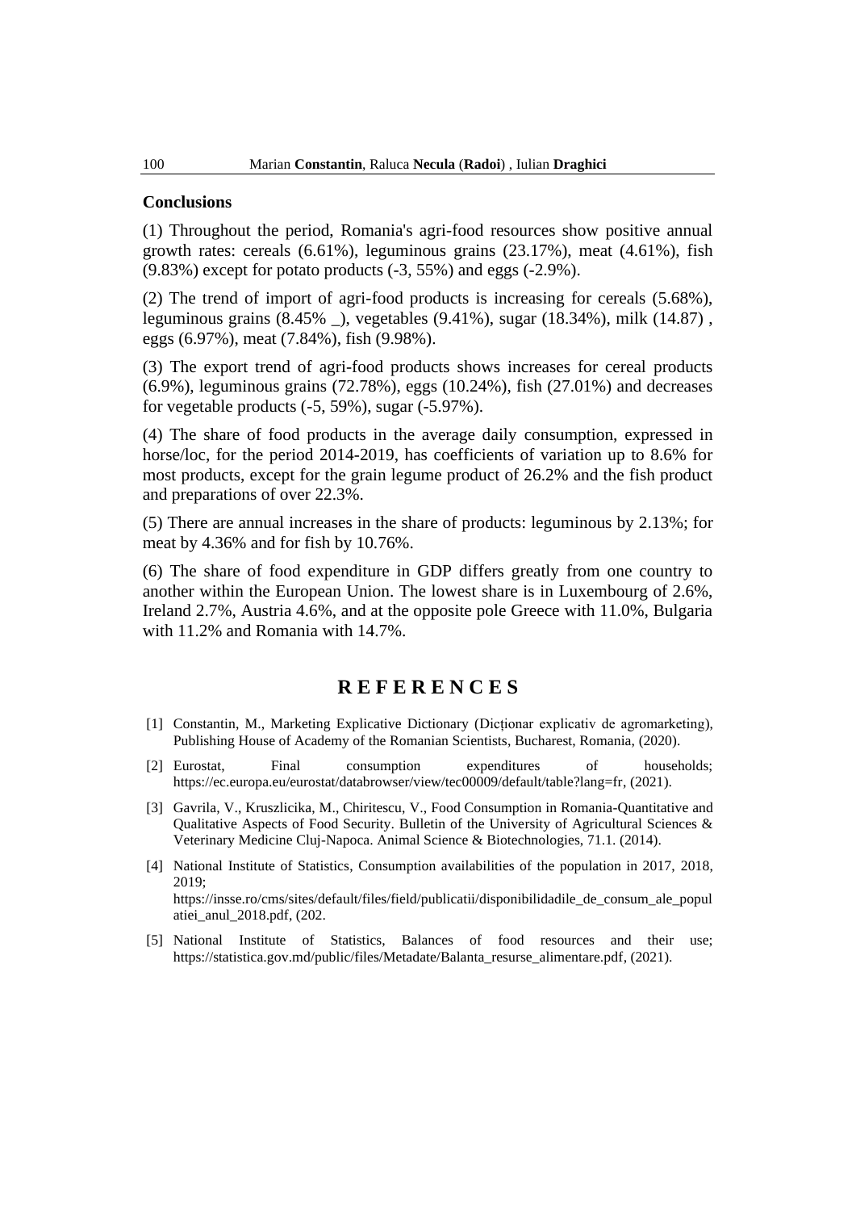## Conclusions

(1) Throughout the period, Romania's agri-food resources show positive annual growth rates: cereals (6.61%), leguminous grains (23.17%), meat (4.61%), fish (9.83%) except for potato products (-3, 55%) and eggs (-2.9%).

(2) The trend of import of agri-food products is increasing for cereals (5.68%), leguminous grains (8.45% _), vegetables (9.41%), sugar (18.34%), milk (14.87) , eggs (6.97%), meat (7.84%), fish (9.98%).

(3) The export trend of agri-food products shows increases for cereal products (6.9%), leguminous grains (72.78%), eggs (10.24%), fish (27.01%) and decreases for vegetable products (-5, 59%), sugar (-5.97%).

(4) The share of food products in the average daily consumption, expressed in horse/loc, for the period 2014-2019, has coefficients of variation up to 8.6% for most products, except for the grain legume product of 26.2% and the fish product and preparations of over 22.3%.

(5) There are annual increases in the share of products: leguminous by 2.13%; for meat by 4.36% and for fish by 10.76%.

(6) The share of food expenditure in GDP differs greatly from one country to another within the European Union. The lowest share is in Luxembourg of 2.6%, Ireland 2.7%, Austria 4.6%, and at the opposite pole Greece with 11.0%, Bulgaria with 11.2% and Romania with 14.7%.

## REFERENCES

[1] Constantin, M., Marketing Explicative Dictionary (Dicționar explicativ de agromarketing), Publishing House of Academy of the Romanian Scientists, Bucharest, Romania, (2020).

[2] Eurostat, Final consumption expenditures of households; https://ec.europa.eu/eurostat/databrowser/view/tec00009/default/table?lang=fr, (2021).

[3] Gavrila, V., Kruszlicika, M., Chiritescu, V., Food Consumption in Romania-Quantitative and Qualitative Aspects of Food Security. Bulletin of the University of Agricultural Sciences & Veterinary Medicine Cluj-Napoca. Animal Science & Biotechnologies, 71.1. (2014).

[4] National Institute of Statistics, Consumption availabilities of the population in 2017, 2018, 2019; https://insse.ro/cms/sites/default/files/field/publicatii/disponibilidadile_de_consum_ale_populatiei_anul_2018.pdf, (202.

[5] National Institute of Statistics, Balances of food resources and their use; https://statistica.gov.md/public/files/Metadate/Balanta_resurse_alimentare.pdf, (2021).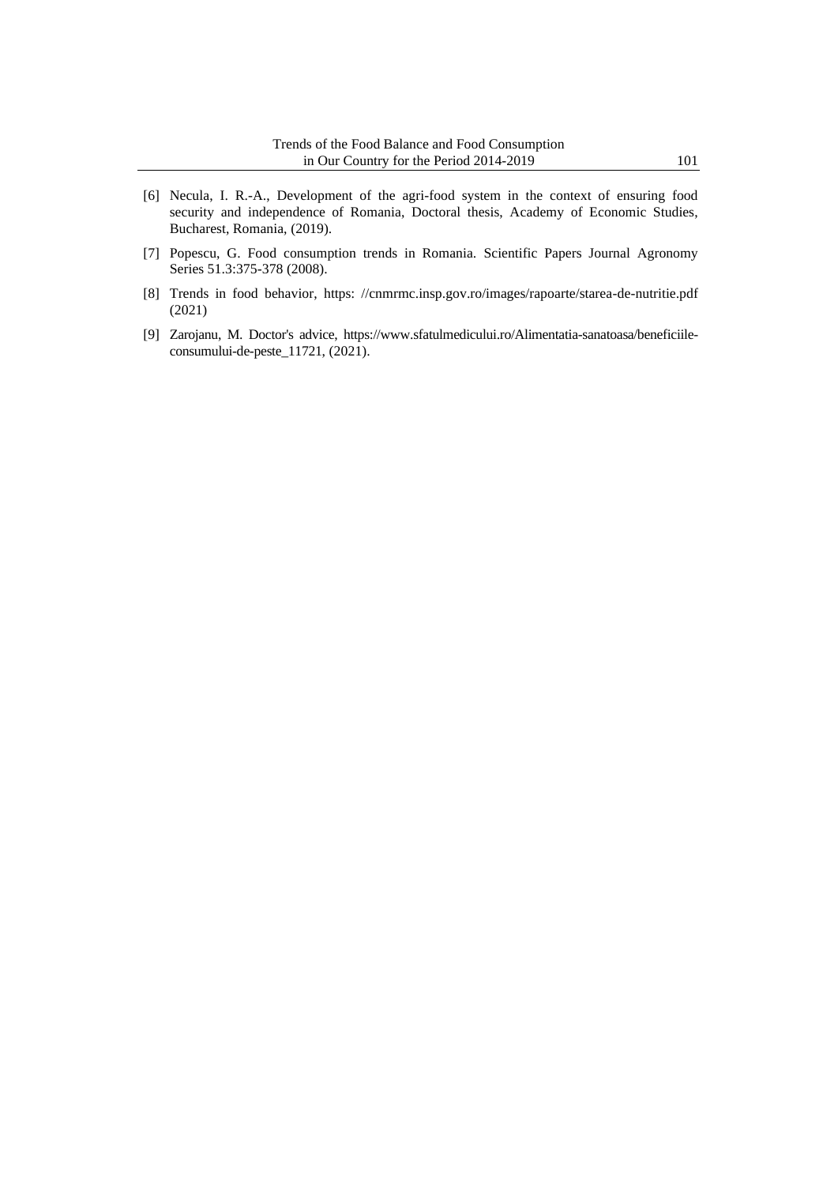[6] Necula, I. R.-A., Development of the agri-food system in the context of ensuring food security and independence of Romania, Doctoral thesis, Academy of Economic Studies, Bucharest, Romania, (2019).

[7] Popescu, G. Food consumption trends in Romania. Scientific Papers Journal Agronomy Series 51.3:375-378 (2008).

[8] Trends in food behavior, https: //cnmrmc.insp.gov.ro/images/rapoarte/starea-de-nutritie.pdf (2021)

[9] Zarojanu, M. Doctor's advice, https://www.sfatulmedicului.ro/Alimentatia-sanatoasa/beneficiile-consumului-de-peste_11721, (2021).